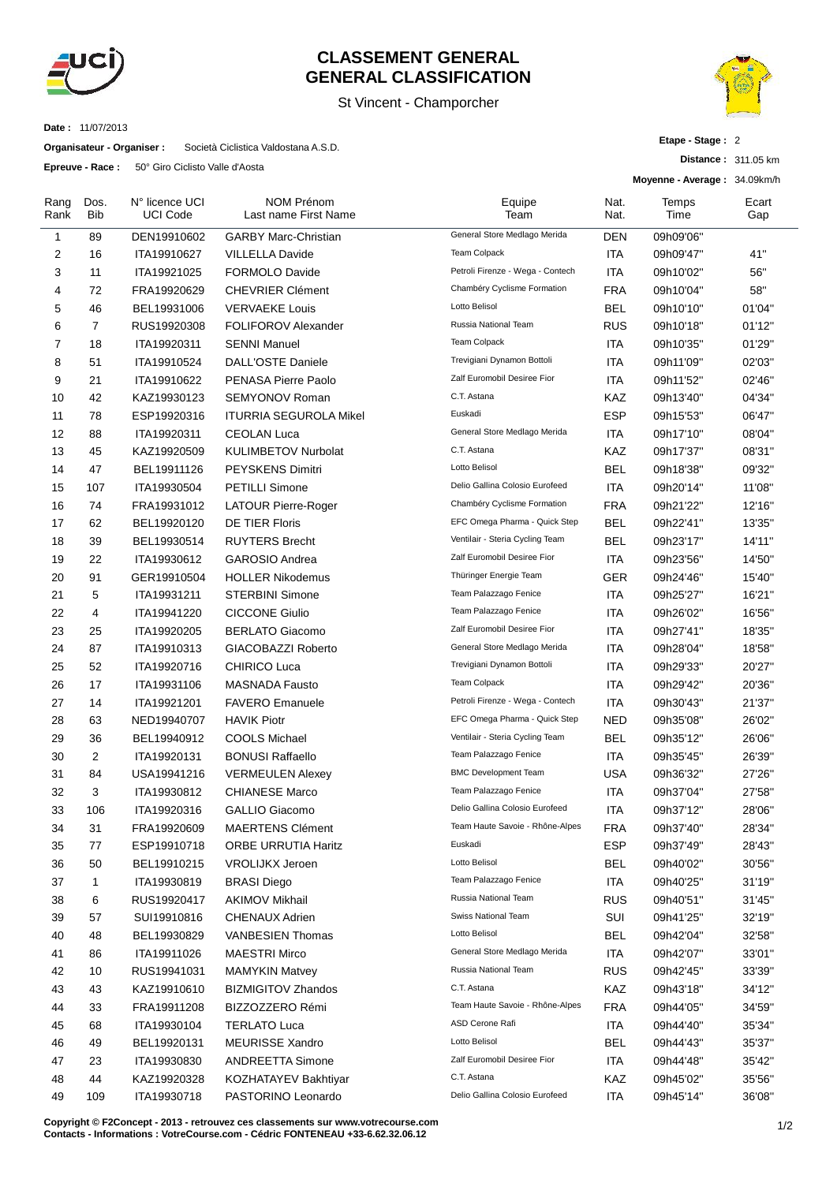# CLASSEMENT GENERAL
# GENERAL CLASSIFICATION

St Vincent - Champorcher

**Date :** 11/07/2013

**Organisateur - Organiser :** Società Ciclistica Valdostana A.S.D.

**Epreuve - Race :** 50° Giro Ciclisto Valle d'Aosta

**Etape - Stage :** 2

**Distance :** 311.05 km

**Moyenne - Average :** 34.09km/h

| Rang Rank | Dos. Bib | N° licence UCI UCI Code | NOM Prénom Last name First Name | Equipe Team | Nat. Nat. | Temps Time | Ecart Gap |
|---|---|---|---|---|---|---|---|
| 1 | 89 | DEN19910602 | GARBY Marc-Christian | General Store Medlago Merida | DEN | 09h09'06'' | |
| 2 | 16 | ITA19910627 | VILLELLA Davide | Team Colpack | ITA | 09h09'47'' | 41'' |
| 3 | 11 | ITA19921025 | FORMOLO Davide | Petroli Firenze - Wega - Contech | ITA | 09h10'02'' | 56'' |
| 4 | 72 | FRA19920629 | CHEVRIER Clément | Chambéry Cyclisme Formation | FRA | 09h10'04'' | 58'' |
| 5 | 46 | BEL19931006 | VERVAEKE Louis | Lotto Belisol | BEL | 09h10'10'' | 01'04'' |
| 6 | 7 | RUS19920308 | FOLIFOROV Alexander | Russia National Team | RUS | 09h10'18'' | 01'12'' |
| 7 | 18 | ITA19920311 | SENNI Manuel | Team Colpack | ITA | 09h10'35'' | 01'29'' |
| 8 | 51 | ITA19910524 | DALL'OSTE Daniele | Trevigiani Dynamon Bottoli | ITA | 09h11'09'' | 02'03'' |
| 9 | 21 | ITA19910622 | PENASA Pierre Paolo | Zalf Euromobil Desiree Fior | ITA | 09h11'52'' | 02'46'' |
| 10 | 42 | KAZ19930123 | SEMYONOV Roman | C.T. Astana | KAZ | 09h13'40'' | 04'34'' |
| 11 | 78 | ESP19920316 | ITURRIA SEGUROLA Mikel | Euskadi | ESP | 09h15'53'' | 06'47'' |
| 12 | 88 | ITA19920311 | CEOLAN Luca | General Store Medlago Merida | ITA | 09h17'10'' | 08'04'' |
| 13 | 45 | KAZ19920509 | KULIMBETOV Nurbolat | C.T. Astana | KAZ | 09h17'37'' | 08'31'' |
| 14 | 47 | BEL19911126 | PEYSKENS Dimitri | Lotto Belisol | BEL | 09h18'38'' | 09'32'' |
| 15 | 107 | ITA19930504 | PETILLI Simone | Delio Gallina Colosio Eurofeed | ITA | 09h20'14'' | 11'08'' |
| 16 | 74 | FRA19931012 | LATOUR Pierre-Roger | Chambéry Cyclisme Formation | FRA | 09h21'22'' | 12'16'' |
| 17 | 62 | BEL19920120 | DE TIER Floris | EFC Omega Pharma - Quick Step | BEL | 09h22'41'' | 13'35'' |
| 18 | 39 | BEL19930514 | RUYTERS Brecht | Ventilair - Steria Cycling Team | BEL | 09h23'17'' | 14'11'' |
| 19 | 22 | ITA19930612 | GAROSIO Andrea | Zalf Euromobil Desiree Fior | ITA | 09h23'56'' | 14'50'' |
| 20 | 91 | GER19910504 | HOLLER Nikodemus | Thüringer Energie Team | GER | 09h24'46'' | 15'40'' |
| 21 | 5 | ITA19931211 | STERBINI Simone | Team Palazzago Fenice | ITA | 09h25'27'' | 16'21'' |
| 22 | 4 | ITA19941220 | CICCONE Giulio | Team Palazzago Fenice | ITA | 09h26'02'' | 16'56'' |
| 23 | 25 | ITA19920205 | BERLATO Giacomo | Zalf Euromobil Desiree Fior | ITA | 09h27'41'' | 18'35'' |
| 24 | 87 | ITA19910313 | GIACOBAZZI Roberto | General Store Medlago Merida | ITA | 09h28'04'' | 18'58'' |
| 25 | 52 | ITA19920716 | CHIRICO Luca | Trevigiani Dynamon Bottoli | ITA | 09h29'33'' | 20'27'' |
| 26 | 17 | ITA19931106 | MASNADA Fausto | Team Colpack | ITA | 09h29'42'' | 20'36'' |
| 27 | 14 | ITA19921201 | FAVERO Emanuele | Petroli Firenze - Wega - Contech | ITA | 09h30'43'' | 21'37'' |
| 28 | 63 | NED19940707 | HAVIK Piotr | EFC Omega Pharma - Quick Step | NED | 09h35'08'' | 26'02'' |
| 29 | 36 | BEL19940912 | COOLS Michael | Ventilair - Steria Cycling Team | BEL | 09h35'12'' | 26'06'' |
| 30 | 2 | ITA19920131 | BONUSI Raffaello | Team Palazzago Fenice | ITA | 09h35'45'' | 26'39'' |
| 31 | 84 | USA19941216 | VERMEULEN Alexey | BMC Development Team | USA | 09h36'32'' | 27'26'' |
| 32 | 3 | ITA19930812 | CHIANESE Marco | Team Palazzago Fenice | ITA | 09h37'04'' | 27'58'' |
| 33 | 106 | ITA19920316 | GALLIO Giacomo | Delio Gallina Colosio Eurofeed | ITA | 09h37'12'' | 28'06'' |
| 34 | 31 | FRA19920609 | MAERTENS Clément | Team Haute Savoie - Rhône-Alpes | FRA | 09h37'40'' | 28'34'' |
| 35 | 77 | ESP19910718 | ORBE URRUTIA Haritz | Euskadi | ESP | 09h37'49'' | 28'43'' |
| 36 | 50 | BEL19910215 | VROLIJKX Jeroen | Lotto Belisol | BEL | 09h40'02'' | 30'56'' |
| 37 | 1 | ITA19930819 | BRASI Diego | Team Palazzago Fenice | ITA | 09h40'25'' | 31'19'' |
| 38 | 6 | RUS19920417 | AKIMOV Mikhail | Russia National Team | RUS | 09h40'51'' | 31'45'' |
| 39 | 57 | SUI19910816 | CHENAUX Adrien | Swiss National Team | SUI | 09h41'25'' | 32'19'' |
| 40 | 48 | BEL19930829 | VANBESIEN Thomas | Lotto Belisol | BEL | 09h42'04'' | 32'58'' |
| 41 | 86 | ITA19911026 | MAESTRI Mirco | General Store Medlago Merida | ITA | 09h42'07'' | 33'01'' |
| 42 | 10 | RUS19941031 | MAMYKIN Matvey | Russia National Team | RUS | 09h42'45'' | 33'39'' |
| 43 | 43 | KAZ19910610 | BIZMIGITOV Zhandos | C.T. Astana | KAZ | 09h43'18'' | 34'12'' |
| 44 | 33 | FRA19911208 | BIZZOZZERO Rémi | Team Haute Savoie - Rhône-Alpes | FRA | 09h44'05'' | 34'59'' |
| 45 | 68 | ITA19930104 | TERLATO Luca | ASD Cerone Rafi | ITA | 09h44'40'' | 35'34'' |
| 46 | 49 | BEL19920131 | MEURISSE Xandro | Lotto Belisol | BEL | 09h44'43'' | 35'37'' |
| 47 | 23 | ITA19930830 | ANDREETTA Simone | Zalf Euromobil Desiree Fior | ITA | 09h44'48'' | 35'42'' |
| 48 | 44 | KAZ19920328 | KOZHATAYEV Bakhtiyar | C.T. Astana | KAZ | 09h45'02'' | 35'56'' |
| 49 | 109 | ITA19930718 | PASTORINO Leonardo | Delio Gallina Colosio Eurofeed | ITA | 09h45'14'' | 36'08'' |

**Copyright © F2Concept - 2013 - retrouvez ces classements sur www.votrecourse.com**
**Contacts - Informations : VotreCourse.com - Cédric FONTENEAU +33-6.62.32.06.12**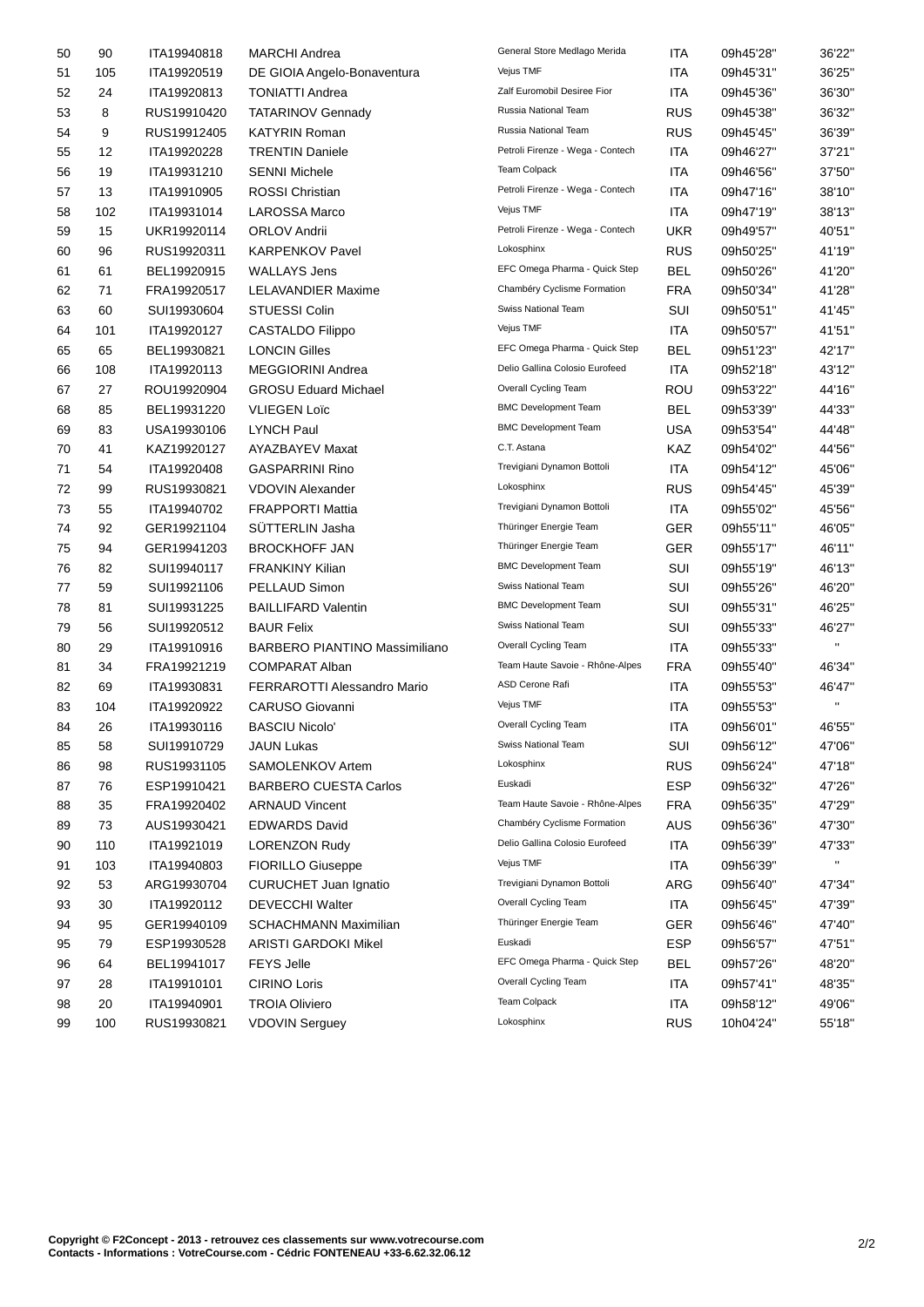| | | | | | | | |
|---|---|---|---|---|---|---|---|
| 50 | 90 | ITA19940818 | MARCHI Andrea | General Store Medlago Merida | ITA | 09h45'28'' | 36'22'' |
| 51 | 105 | ITA19920519 | DE GIOIA Angelo-Bonaventura | Vejus TMF | ITA | 09h45'31'' | 36'25'' |
| 52 | 24 | ITA19920813 | TONIATTI Andrea | Zalf Euromobil Desiree Fior | ITA | 09h45'36'' | 36'30'' |
| 53 | 8 | RUS19910420 | TATARINOV Gennady | Russia National Team | RUS | 09h45'38'' | 36'32'' |
| 54 | 9 | RUS19912405 | KATYRIN Roman | Russia National Team | RUS | 09h45'45'' | 36'39'' |
| 55 | 12 | ITA19920228 | TRENTIN Daniele | Petroli Firenze - Wega - Contech | ITA | 09h46'27'' | 37'21'' |
| 56 | 19 | ITA19931210 | SENNI Michele | Team Colpack | ITA | 09h46'56'' | 37'50'' |
| 57 | 13 | ITA19910905 | ROSSI Christian | Petroli Firenze - Wega - Contech | ITA | 09h47'16'' | 38'10'' |
| 58 | 102 | ITA19931014 | LAROSSA Marco | Vejus TMF | ITA | 09h47'19'' | 38'13'' |
| 59 | 15 | UKR19920114 | ORLOV Andrii | Petroli Firenze - Wega - Contech | UKR | 09h49'57'' | 40'51'' |
| 60 | 96 | RUS19920311 | KARPENKOV Pavel | Lokosphinx | RUS | 09h50'25'' | 41'19'' |
| 61 | 61 | BEL19920915 | WALLAYS Jens | EFC Omega Pharma - Quick Step | BEL | 09h50'26'' | 41'20'' |
| 62 | 71 | FRA19920517 | LELAVANDIER Maxime | Chambéry Cyclisme Formation | FRA | 09h50'34'' | 41'28'' |
| 63 | 60 | SUI19930604 | STUESSI Colin | Swiss National Team | SUI | 09h50'51'' | 41'45'' |
| 64 | 101 | ITA19920127 | CASTALDO Filippo | Vejus TMF | ITA | 09h50'57'' | 41'51'' |
| 65 | 65 | BEL19930821 | LONCIN Gilles | EFC Omega Pharma - Quick Step | BEL | 09h51'23'' | 42'17'' |
| 66 | 108 | ITA19920113 | MEGGIORINI Andrea | Delio Gallina Colosio Eurofeed | ITA | 09h52'18'' | 43'12'' |
| 67 | 27 | ROU19920904 | GROSU Eduard Michael | Overall Cycling Team | ROU | 09h53'22'' | 44'16'' |
| 68 | 85 | BEL19931220 | VLIEGEN Loïc | BMC Development Team | BEL | 09h53'39'' | 44'33'' |
| 69 | 83 | USA19930106 | LYNCH Paul | BMC Development Team | USA | 09h53'54'' | 44'48'' |
| 70 | 41 | KAZ19920127 | AYAZBAYEV Maxat | C.T. Astana | KAZ | 09h54'02'' | 44'56'' |
| 71 | 54 | ITA19920408 | GASPARRINI Rino | Trevigiani Dynamon Bottoli | ITA | 09h54'12'' | 45'06'' |
| 72 | 99 | RUS19930821 | VDOVIN Alexander | Lokosphinx | RUS | 09h54'45'' | 45'39'' |
| 73 | 55 | ITA19940702 | FRAPPORTI Mattia | Trevigiani Dynamon Bottoli | ITA | 09h55'02'' | 45'56'' |
| 74 | 92 | GER19921104 | SÜTTERLIN Jasha | Thüringer Energie Team | GER | 09h55'11'' | 46'05'' |
| 75 | 94 | GER19941203 | BROCKHOFF JAN | Thüringer Energie Team | GER | 09h55'17'' | 46'11'' |
| 76 | 82 | SUI19940117 | FRANKINY Kilian | BMC Development Team | SUI | 09h55'19'' | 46'13'' |
| 77 | 59 | SUI19921106 | PELLAUD Simon | Swiss National Team | SUI | 09h55'26'' | 46'20'' |
| 78 | 81 | SUI19931225 | BAILLIFARD Valentin | BMC Development Team | SUI | 09h55'31'' | 46'25'' |
| 79 | 56 | SUI19920512 | BAUR Felix | Swiss National Team | SUI | 09h55'33'' | 46'27'' |
| 80 | 29 | ITA19910916 | BARBERO PIANTINO Massimiliano | Overall Cycling Team | ITA | 09h55'33'' | " |
| 81 | 34 | FRA19921219 | COMPARAT Alban | Team Haute Savoie - Rhône-Alpes | FRA | 09h55'40'' | 46'34'' |
| 82 | 69 | ITA19930831 | FERRAROTTI Alessandro Mario | ASD Cerone Rafi | ITA | 09h55'53'' | 46'47'' |
| 83 | 104 | ITA19920922 | CARUSO Giovanni | Vejus TMF | ITA | 09h55'53'' | " |
| 84 | 26 | ITA19930116 | BASCIU Nicolo' | Overall Cycling Team | ITA | 09h56'01'' | 46'55'' |
| 85 | 58 | SUI19910729 | JAUN Lukas | Swiss National Team | SUI | 09h56'12'' | 47'06'' |
| 86 | 98 | RUS19931105 | SAMOLENKOV Artem | Lokosphinx | RUS | 09h56'24'' | 47'18'' |
| 87 | 76 | ESP19910421 | BARBERO CUESTA Carlos | Euskadi | ESP | 09h56'32'' | 47'26'' |
| 88 | 35 | FRA19920402 | ARNAUD Vincent | Team Haute Savoie - Rhône-Alpes | FRA | 09h56'35'' | 47'29'' |
| 89 | 73 | AUS19930421 | EDWARDS David | Chambéry Cyclisme Formation | AUS | 09h56'36'' | 47'30'' |
| 90 | 110 | ITA19921019 | LORENZON Rudy | Delio Gallina Colosio Eurofeed | ITA | 09h56'39'' | 47'33'' |
| 91 | 103 | ITA19940803 | FIORILLO Giuseppe | Vejus TMF | ITA | 09h56'39'' | " |
| 92 | 53 | ARG19930704 | CURUCHET Juan Ignatio | Trevigiani Dynamon Bottoli | ARG | 09h56'40'' | 47'34'' |
| 93 | 30 | ITA19920112 | DEVECCHI Walter | Overall Cycling Team | ITA | 09h56'45'' | 47'39'' |
| 94 | 95 | GER19940109 | SCHACHMANN Maximilian | Thüringer Energie Team | GER | 09h56'46'' | 47'40'' |
| 95 | 79 | ESP19930528 | ARISTI GARDOKI Mikel | Euskadi | ESP | 09h56'57'' | 47'51'' |
| 96 | 64 | BEL19941017 | FEYS Jelle | EFC Omega Pharma - Quick Step | BEL | 09h57'26'' | 48'20'' |
| 97 | 28 | ITA19910101 | CIRINO Loris | Overall Cycling Team | ITA | 09h57'41'' | 48'35'' |
| 98 | 20 | ITA19940901 | TROIA Oliviero | Team Colpack | ITA | 09h58'12'' | 49'06'' |
| 99 | 100 | RUS19930821 | VDOVIN Serguey | Lokosphinx | RUS | 10h04'24'' | 55'18'' |

**Copyright © F2Concept - 2013 - retrouvez ces classements sur www.votrecourse.com**
**Contacts - Informations : VotreCourse.com - Cédric FONTENEAU +33-6.62.32.06.12**